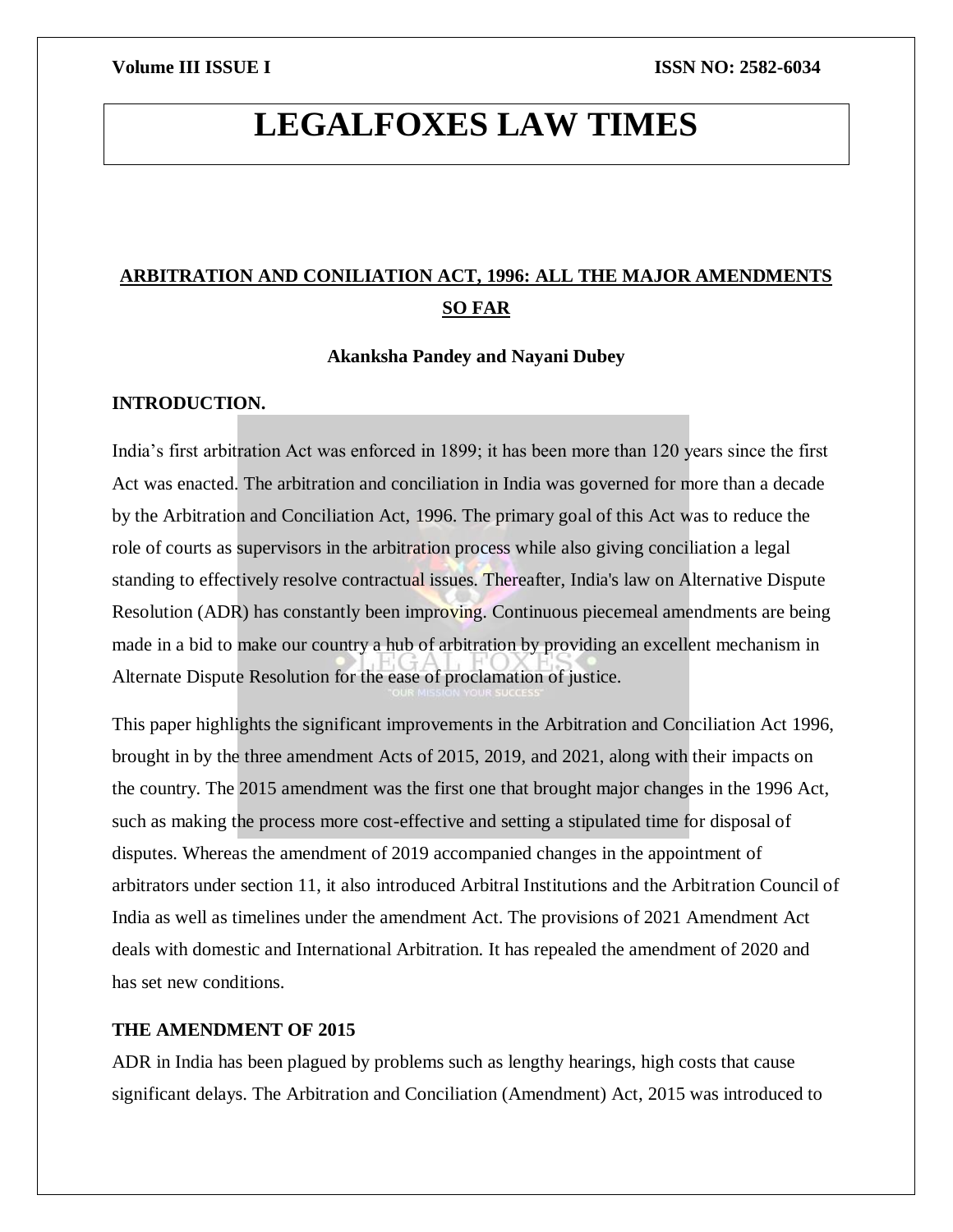# LEGALFOXES LAW TIMES

## ARBITRATION AND CONILIATION ACT, 1996: ALL THE MAJOR AMENDMENTS SO FAR

**Akanksha Pandey and Nayani Dubey**

### INTRODUCTION.

India's first arbitration Act was enforced in 1899; it has been more than 120 years since the first Act was enacted. The arbitration and conciliation in India was governed for more than a decade by the Arbitration and Conciliation Act, 1996. The primary goal of this Act was to reduce the role of courts as supervisors in the arbitration process while also giving conciliation a legal standing to effectively resolve contractual issues. Thereafter, India's law on Alternative Dispute Resolution (ADR) has constantly been improving. Continuous piecemeal amendments are being made in a bid to make our country a hub of arbitration by providing an excellent mechanism in Alternate Dispute Resolution for the ease of proclamation of justice.

This paper highlights the significant improvements in the Arbitration and Conciliation Act 1996, brought in by the three amendment Acts of 2015, 2019, and 2021, along with their impacts on the country. The 2015 amendment was the first one that brought major changes in the 1996 Act, such as making the process more cost-effective and setting a stipulated time for disposal of disputes. Whereas the amendment of 2019 accompanied changes in the appointment of arbitrators under section 11, it also introduced Arbitral Institutions and the Arbitration Council of India as well as timelines under the amendment Act. The provisions of 2021 Amendment Act deals with domestic and International Arbitration. It has repealed the amendment of 2020 and has set new conditions.

### THE AMENDMENT OF 2015

ADR in India has been plagued by problems such as lengthy hearings, high costs that cause significant delays. The Arbitration and Conciliation (Amendment) Act, 2015 was introduced to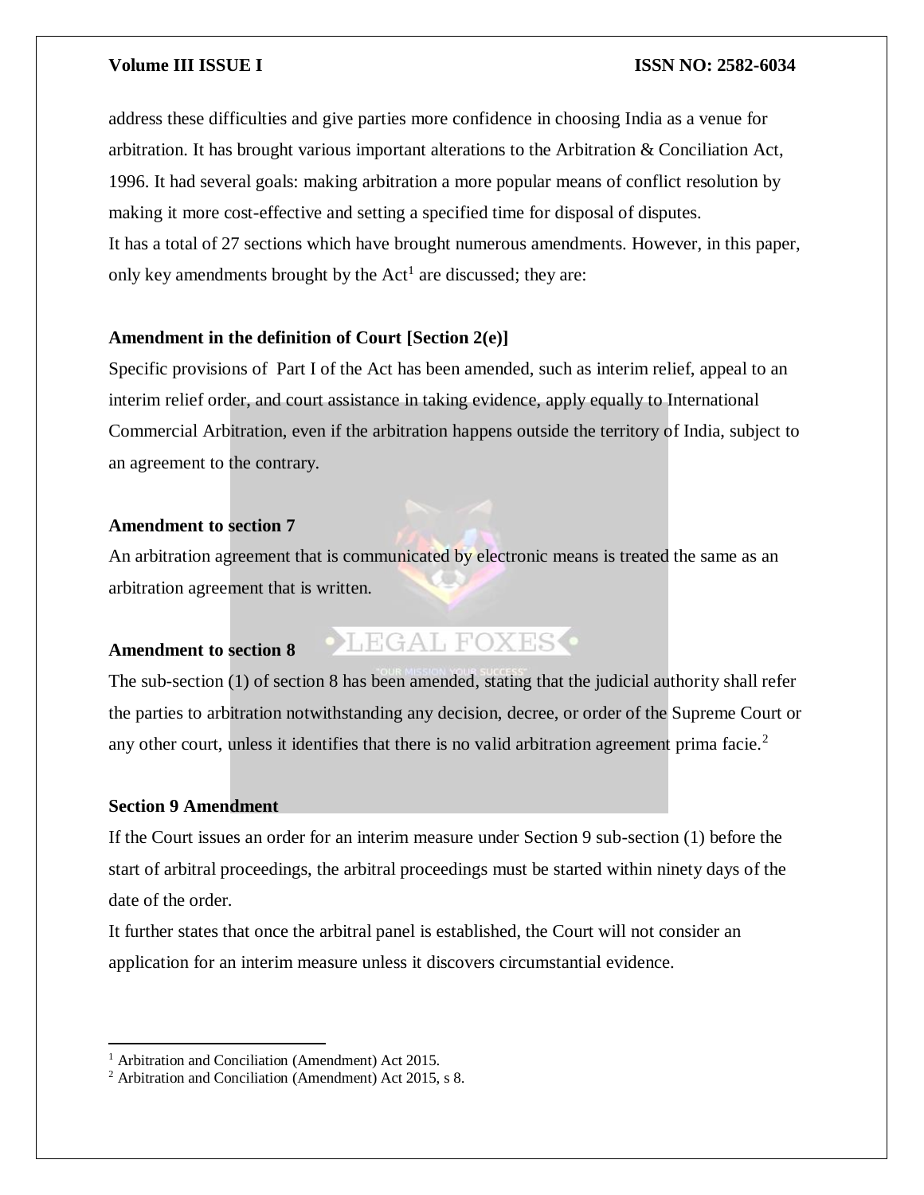address these difficulties and give parties more confidence in choosing India as a venue for arbitration. It has brought various important alterations to the Arbitration & Conciliation Act, 1996. It had several goals: making arbitration a more popular means of conflict resolution by making it more cost-effective and setting a specified time for disposal of disputes.

It has a total of 27 sections which have brought numerous amendments. However, in this paper, only key amendments brought by the Act[1] are discussed; they are:

**Amendment in the definition of Court [Section 2(e)]**

Specific provisions of Part I of the Act has been amended, such as interim relief, appeal to an interim relief order, and court assistance in taking evidence, apply equally to International Commercial Arbitration, even if the arbitration happens outside the territory of India, subject to an agreement to the contrary.

**Amendment to section 7**

An arbitration agreement that is communicated by electronic means is treated the same as an arbitration agreement that is written.

**Amendment to section 8**

The sub-section (1) of section 8 has been amended, stating that the judicial authority shall refer the parties to arbitration notwithstanding any decision, decree, or order of the Supreme Court or any other court, unless it identifies that there is no valid arbitration agreement prima facie.[2]

**Section 9 Amendment**

If the Court issues an order for an interim measure under Section 9 sub-section (1) before the start of arbitral proceedings, the arbitral proceedings must be started within ninety days of the date of the order.

It further states that once the arbitral panel is established, the Court will not consider an application for an interim measure unless it discovers circumstantial evidence.

---

[1] Arbitration and Conciliation (Amendment) Act 2015.

[2] Arbitration and Conciliation (Amendment) Act 2015, s 8.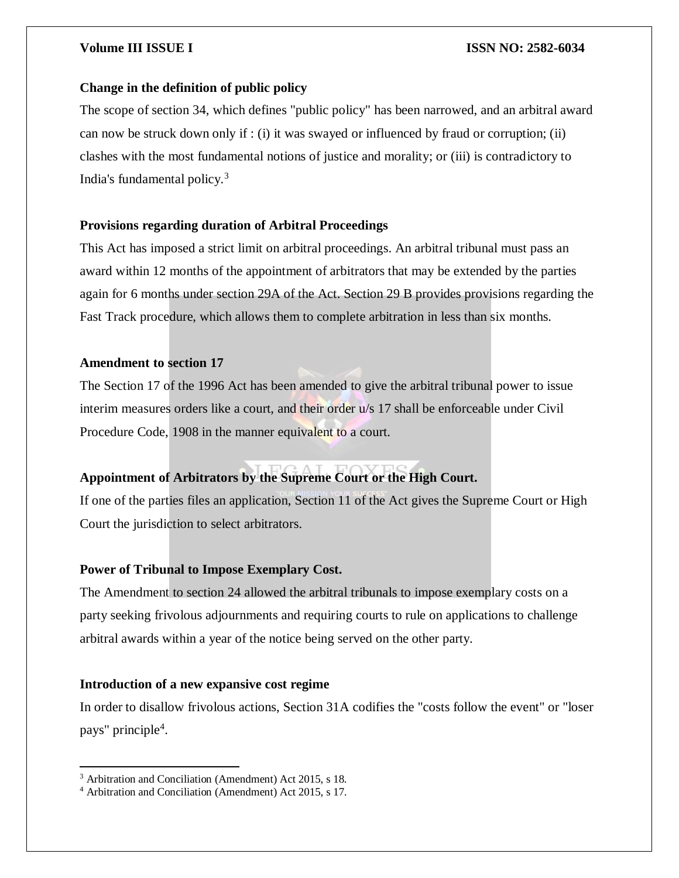**Change in the definition of public policy**

The scope of section 34, which defines "public policy" has been narrowed, and an arbitral award can now be struck down only if : (i) it was swayed or influenced by fraud or corruption; (ii) clashes with the most fundamental notions of justice and morality; or (iii) is contradictory to India's fundamental policy.[3]

**Provisions regarding duration of Arbitral Proceedings**

This Act has imposed a strict limit on arbitral proceedings. An arbitral tribunal must pass an award within 12 months of the appointment of arbitrators that may be extended by the parties again for 6 months under section 29A of the Act. Section 29 B provides provisions regarding the Fast Track procedure, which allows them to complete arbitration in less than six months.

**Amendment to section 17**

The Section 17 of the 1996 Act has been amended to give the arbitral tribunal power to issue interim measures orders like a court, and their order u/s 17 shall be enforceable under Civil Procedure Code, 1908 in the manner equivalent to a court.

**Appointment of Arbitrators by the Supreme Court or the High Court.**

If one of the parties files an application, Section 11 of the Act gives the Supreme Court or High Court the jurisdiction to select arbitrators.

**Power of Tribunal to Impose Exemplary Cost.**

The Amendment to section 24 allowed the arbitral tribunals to impose exemplary costs on a party seeking frivolous adjournments and requiring courts to rule on applications to challenge arbitral awards within a year of the notice being served on the other party.

**Introduction of a new expansive cost regime**

In order to disallow frivolous actions, Section 31A codifies the "costs follow the event" or "loser pays" principle[4].

---

[3] Arbitration and Conciliation (Amendment) Act 2015, s 18.

[4] Arbitration and Conciliation (Amendment) Act 2015, s 17.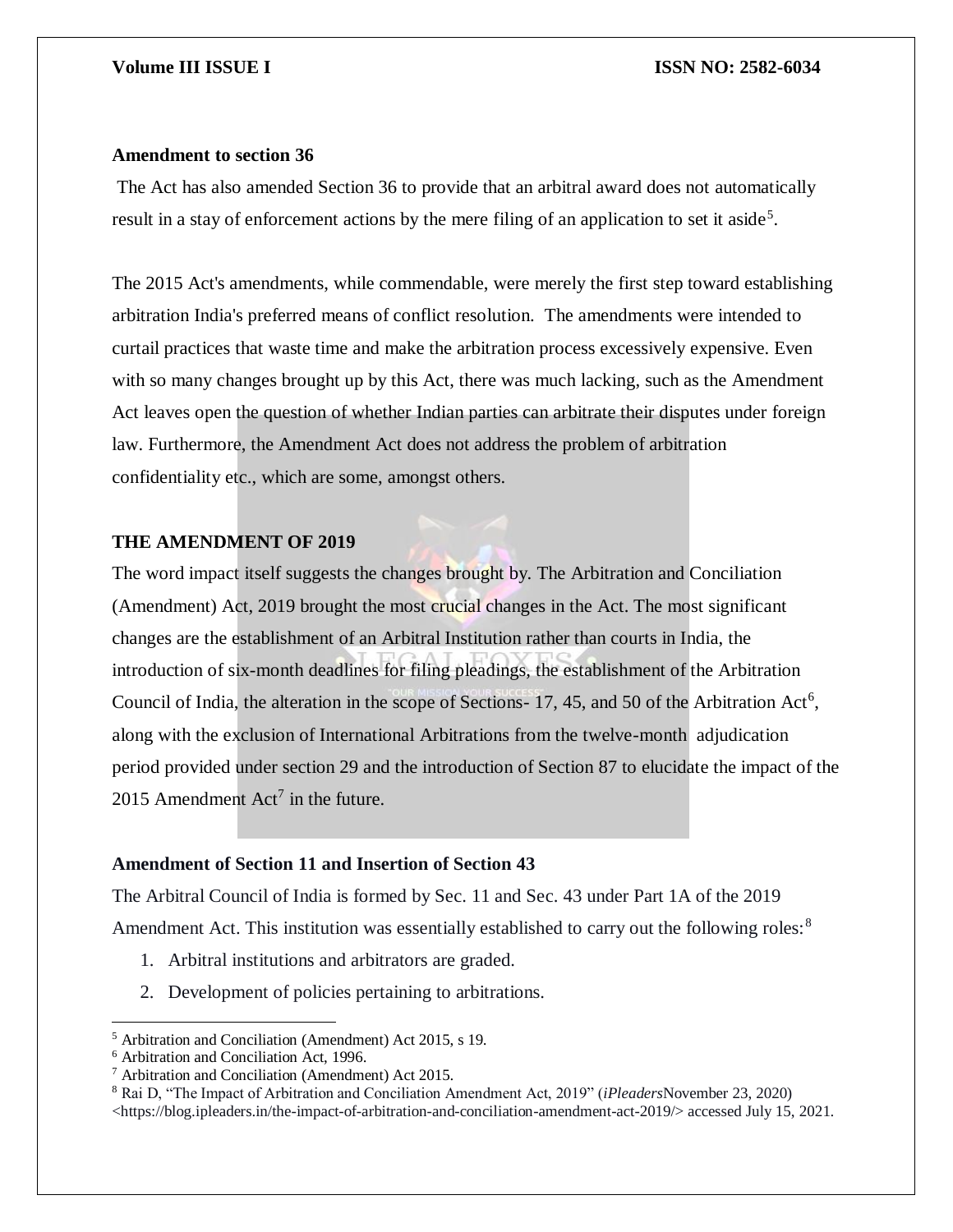**Amendment to section 36**

The Act has also amended Section 36 to provide that an arbitral award does not automatically result in a stay of enforcement actions by the mere filing of an application to set it aside[5].

The 2015 Act's amendments, while commendable, were merely the first step toward establishing arbitration India's preferred means of conflict resolution. The amendments were intended to curtail practices that waste time and make the arbitration process excessively expensive. Even with so many changes brought up by this Act, there was much lacking, such as the Amendment Act leaves open the question of whether Indian parties can arbitrate their disputes under foreign law. Furthermore, the Amendment Act does not address the problem of arbitration confidentiality etc., which are some, amongst others.

**THE AMENDMENT OF 2019**

The word impact itself suggests the changes brought by. The Arbitration and Conciliation (Amendment) Act, 2019 brought the most crucial changes in the Act. The most significant changes are the establishment of an Arbitral Institution rather than courts in India, the introduction of six-month deadlines for filing pleadings, the establishment of the Arbitration Council of India, the alteration in the scope of Sections- 17, 45, and 50 of the Arbitration Act[6], along with the exclusion of International Arbitrations from the twelve-month adjudication period provided under section 29 and the introduction of Section 87 to elucidate the impact of the 2015 Amendment Act[7] in the future.

**Amendment of Section 11 and Insertion of Section 43**

The Arbitral Council of India is formed by Sec. 11 and Sec. 43 under Part 1A of the 2019 Amendment Act. This institution was essentially established to carry out the following roles:[8]

1. Arbitral institutions and arbitrators are graded.
2. Development of policies pertaining to arbitrations.

---

[5] Arbitration and Conciliation (Amendment) Act 2015, s 19.

[6] Arbitration and Conciliation Act, 1996.

[7] Arbitration and Conciliation (Amendment) Act 2015.

[8] Rai D, "The Impact of Arbitration and Conciliation Amendment Act, 2019" (*iPleaders*November 23, 2020) <https://blog.ipleaders.in/the-impact-of-arbitration-and-conciliation-amendment-act-2019/> accessed July 15, 2021.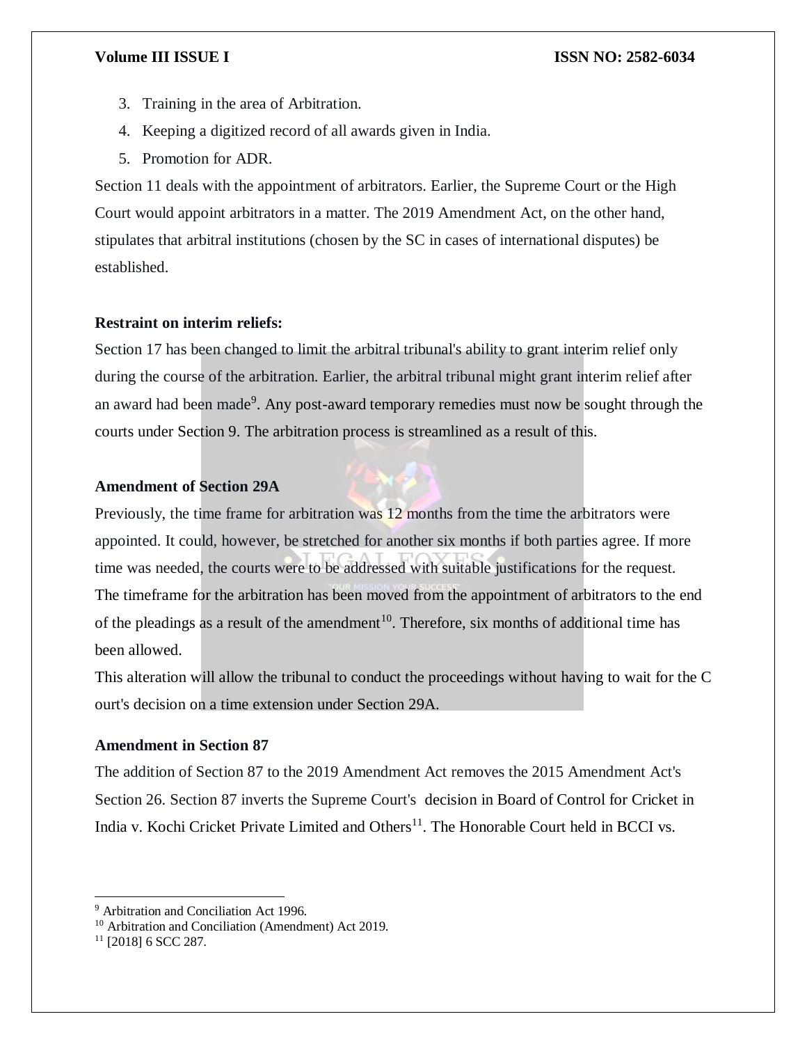3. Training in the area of Arbitration.
4. Keeping a digitized record of all awards given in India.
5. Promotion for ADR.

Section 11 deals with the appointment of arbitrators. Earlier, the Supreme Court or the High Court would appoint arbitrators in a matter. The 2019 Amendment Act, on the other hand, stipulates that arbitral institutions (chosen by the SC in cases of international disputes) be established.

**Restraint on interim reliefs:**

Section 17 has been changed to limit the arbitral tribunal's ability to grant interim relief only during the course of the arbitration. Earlier, the arbitral tribunal might grant interim relief after an award had been made[9]. Any post-award temporary remedies must now be sought through the courts under Section 9. The arbitration process is streamlined as a result of this.

**Amendment of Section 29A**

Previously, the time frame for arbitration was 12 months from the time the arbitrators were appointed. It could, however, be stretched for another six months if both parties agree. If more time was needed, the courts were to be addressed with suitable justifications for the request. The timeframe for the arbitration has been moved from the appointment of arbitrators to the end of the pleadings as a result of the amendment[10]. Therefore, six months of additional time has been allowed.

This alteration will allow the tribunal to conduct the proceedings without having to wait for the C ourt's decision on a time extension under Section 29A.

**Amendment in Section 87**

The addition of Section 87 to the 2019 Amendment Act removes the 2015 Amendment Act's Section 26. Section 87 inverts the Supreme Court's decision in Board of Control for Cricket in India v. Kochi Cricket Private Limited and Others[11]. The Honorable Court held in BCCI vs.

---

[9] Arbitration and Conciliation Act 1996.

[10] Arbitration and Conciliation (Amendment) Act 2019.

[11] [2018] 6 SCC 287.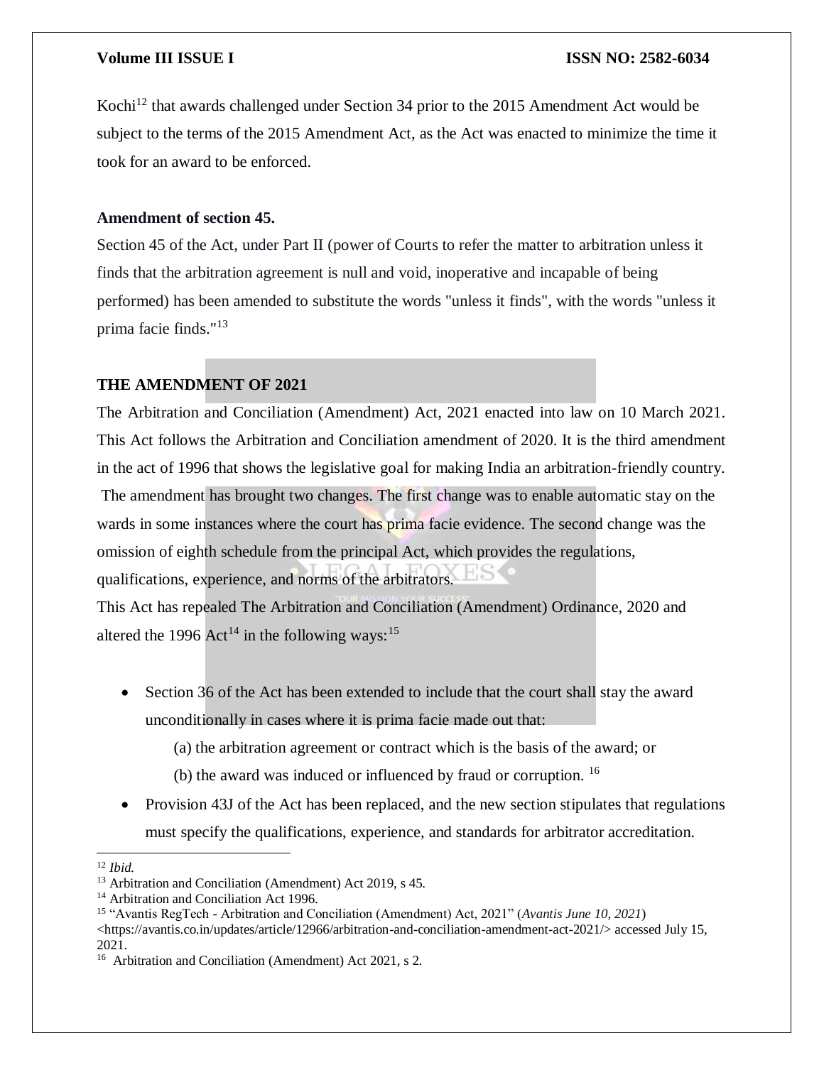Kochi[12] that awards challenged under Section 34 prior to the 2015 Amendment Act would be subject to the terms of the 2015 Amendment Act, as the Act was enacted to minimize the time it took for an award to be enforced.

**Amendment of section 45.**

Section 45 of the Act, under Part II (power of Courts to refer the matter to arbitration unless it finds that the arbitration agreement is null and void, inoperative and incapable of being performed) has been amended to substitute the words "unless it finds", with the words "unless it prima facie finds."[13]

**THE AMENDMENT OF 2021**

The Arbitration and Conciliation (Amendment) Act, 2021 enacted into law on 10 March 2021. This Act follows the Arbitration and Conciliation amendment of 2020. It is the third amendment in the act of 1996 that shows the legislative goal for making India an arbitration-friendly country. The amendment has brought two changes. The first change was to enable automatic stay on the wards in some instances where the court has prima facie evidence. The second change was the omission of eighth schedule from the principal Act, which provides the regulations, qualifications, experience, and norms of the arbitrators.

This Act has repealed The Arbitration and Conciliation (Amendment) Ordinance, 2020 and altered the 1996 Act[14] in the following ways:[15]

- Section 36 of the Act has been extended to include that the court shall stay the award unconditionally in cases where it is prima facie made out that:
  - (a) the arbitration agreement or contract which is the basis of the award; or
  - (b) the award was induced or influenced by fraud or corruption. [16]
- Provision 43J of the Act has been replaced, and the new section stipulates that regulations must specify the qualifications, experience, and standards for arbitrator accreditation.

---

[12] *Ibid.*

[13] Arbitration and Conciliation (Amendment) Act 2019, s 45.

[14] Arbitration and Conciliation Act 1996.

[15] "Avantis RegTech - Arbitration and Conciliation (Amendment) Act, 2021" (*Avantis June 10, 2021*) <https://avantis.co.in/updates/article/12966/arbitration-and-conciliation-amendment-act-2021/> accessed July 15, 2021.

[16] Arbitration and Conciliation (Amendment) Act 2021, s 2.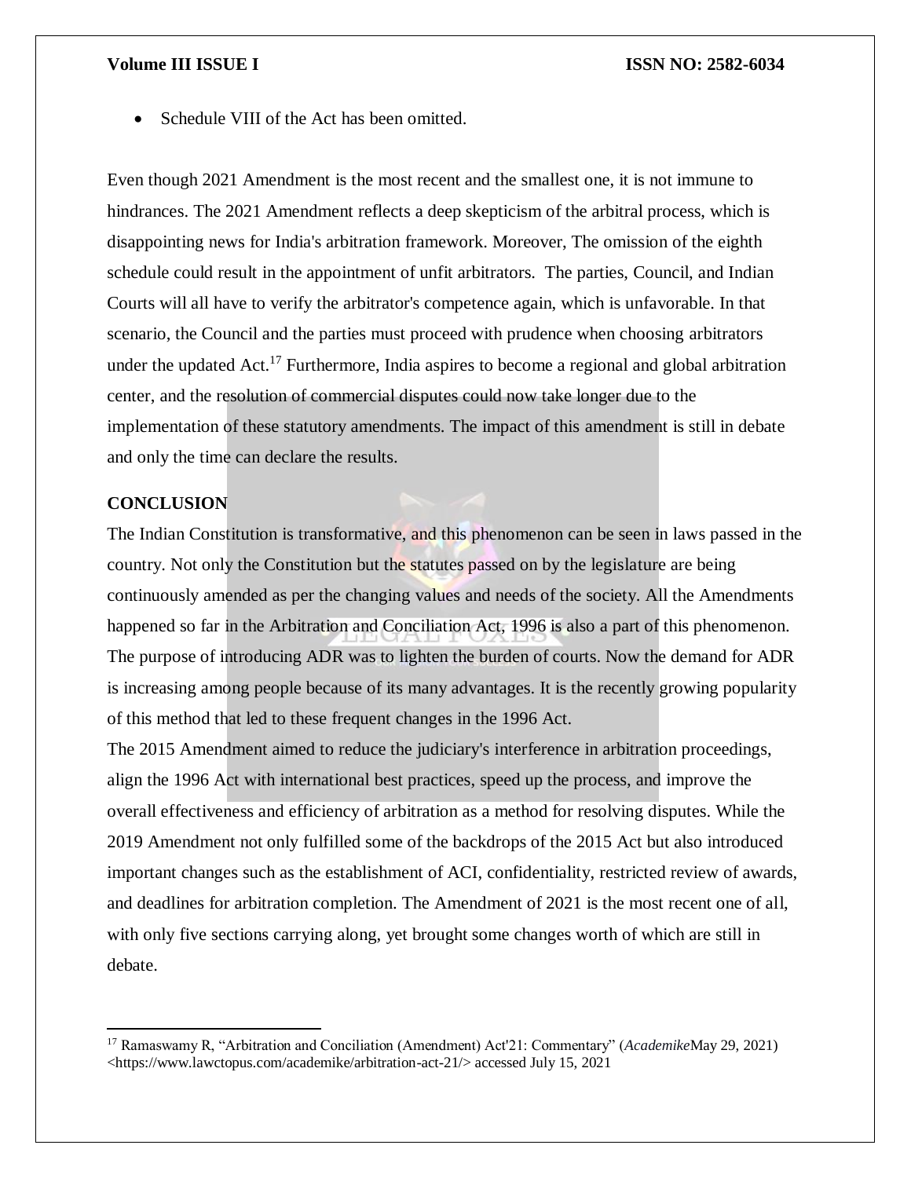- Schedule VIII of the Act has been omitted.

Even though 2021 Amendment is the most recent and the smallest one, it is not immune to hindrances. The 2021 Amendment reflects a deep skepticism of the arbitral process, which is disappointing news for India's arbitration framework. Moreover, The omission of the eighth schedule could result in the appointment of unfit arbitrators. The parties, Council, and Indian Courts will all have to verify the arbitrator's competence again, which is unfavorable. In that scenario, the Council and the parties must proceed with prudence when choosing arbitrators under the updated Act.[17] Furthermore, India aspires to become a regional and global arbitration center, and the resolution of commercial disputes could now take longer due to the implementation of these statutory amendments. The impact of this amendment is still in debate and only the time can declare the results.

## CONCLUSION

The Indian Constitution is transformative, and this phenomenon can be seen in laws passed in the country. Not only the Constitution but the statutes passed on by the legislature are being continuously amended as per the changing values and needs of the society. All the Amendments happened so far in the Arbitration and Conciliation Act, 1996 is also a part of this phenomenon. The purpose of introducing ADR was to lighten the burden of courts. Now the demand for ADR is increasing among people because of its many advantages. It is the recently growing popularity of this method that led to these frequent changes in the 1996 Act.

The 2015 Amendment aimed to reduce the judiciary's interference in arbitration proceedings, align the 1996 Act with international best practices, speed up the process, and improve the overall effectiveness and efficiency of arbitration as a method for resolving disputes. While the 2019 Amendment not only fulfilled some of the backdrops of the 2015 Act but also introduced important changes such as the establishment of ACI, confidentiality, restricted review of awards, and deadlines for arbitration completion. The Amendment of 2021 is the most recent one of all, with only five sections carrying along, yet brought some changes worth of which are still in debate.

---

[17] Ramaswamy R, "Arbitration and Conciliation (Amendment) Act'21: Commentary" (*Academike*May 29, 2021) <https://www.lawctopus.com/academike/arbitration-act-21/> accessed July 15, 2021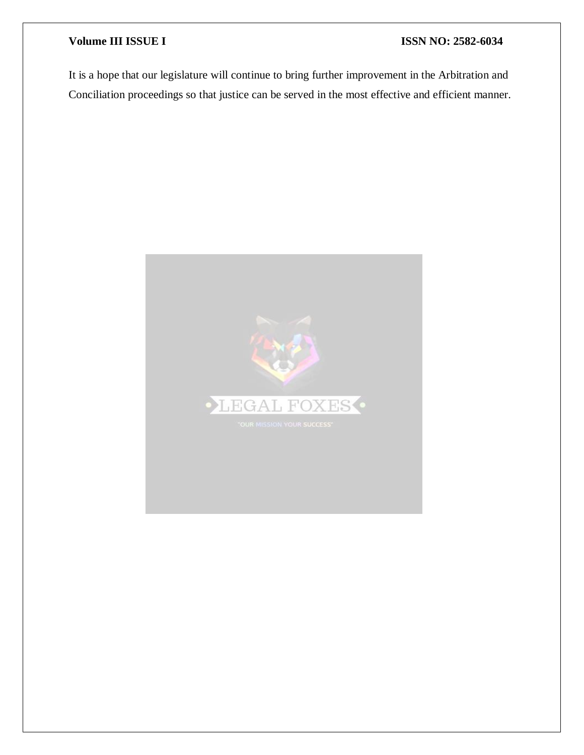It is a hope that our legislature will continue to bring further improvement in the Arbitration and Conciliation proceedings so that justice can be served in the most effective and efficient manner.